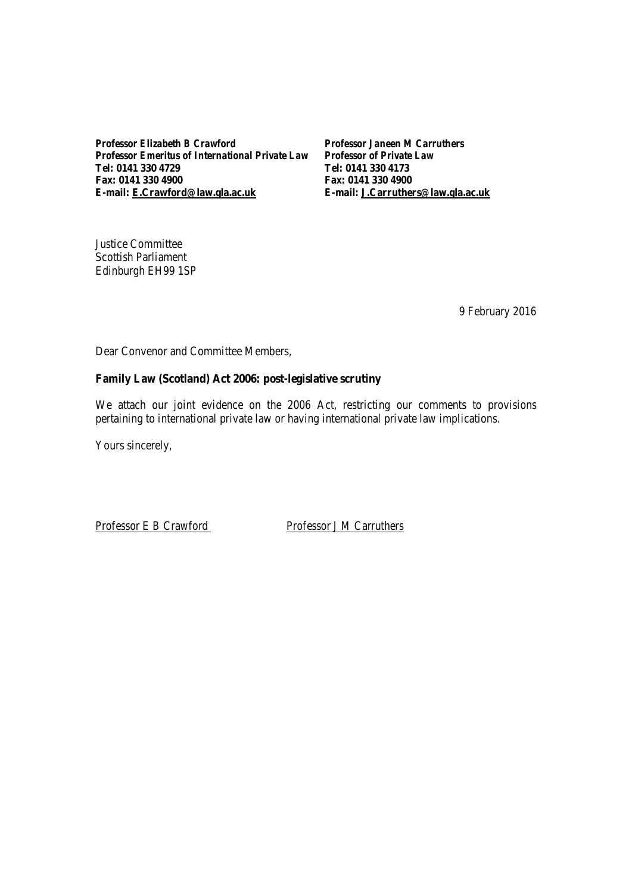| | |
|---|---|
| ***Professor Elizabeth B Crawford*** | ***Professor Janeen M Carruthers*** |
| ***Professor Emeritus of International Private Law*** | ***Professor of Private Law*** |
| **Tel: 0141 330 4729** | **Tel: 0141 330 4173** |
| **Fax: 0141 330 4900** | **Fax: 0141 330 4900** |
| **E-mail: E.Crawford@law.gla.ac.uk** | **E-mail: J.Carruthers@law.gla.ac.uk** |

Justice Committee
Scottish Parliament
Edinburgh EH99 1SP

9 February 2016

Dear Convenor and Committee Members,

**Family Law (Scotland) Act 2006: post-legislative scrutiny**

We attach our joint evidence on the 2006 Act, restricting our comments to provisions pertaining to international private law or having international private law implications.

Yours sincerely,

Professor E B Crawford        Professor J M Carruthers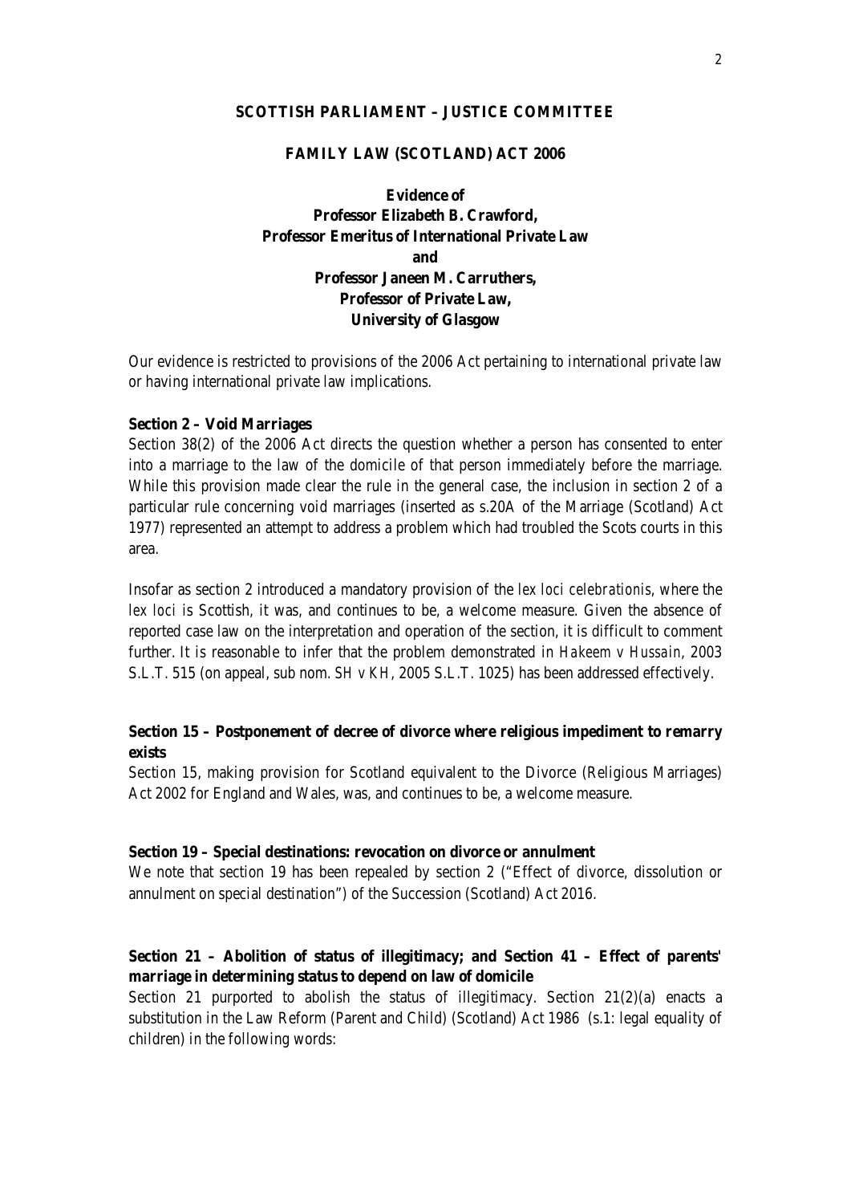**SCOTTISH PARLIAMENT – JUSTICE COMMITTEE**

**FAMILY LAW (SCOTLAND) ACT 2006**

**Evidence of**
**Professor Elizabeth B. Crawford,**
**Professor Emeritus of International Private Law**
**and**
**Professor Janeen M. Carruthers,**
**Professor of Private Law,**
**University of Glasgow**

Our evidence is restricted to provisions of the 2006 Act pertaining to international private law or having international private law implications.

**Section 2 – Void Marriages**

Section 38(2) of the 2006 Act directs the question whether a person has consented to enter into a marriage to the law of the domicile of that person immediately before the marriage. While this provision made clear the rule in the general case, the inclusion in section 2 of a particular rule concerning void marriages (inserted as s.20A of the Marriage (Scotland) Act 1977) represented an attempt to address a problem which had troubled the Scots courts in this area.

Insofar as section 2 introduced a mandatory provision of the *lex loci celebrationis*, where the *lex loci* is Scottish, it was, and continues to be, a welcome measure. Given the absence of reported case law on the interpretation and operation of the section, it is difficult to comment further. It is reasonable to infer that the problem demonstrated in *Hakeem v Hussain*, 2003 S.L.T. 515 (on appeal, sub nom. *SH v KH*, 2005 S.L.T. 1025) has been addressed effectively.

**Section 15 – Postponement of decree of divorce where religious impediment to remarry exists**

Section 15, making provision for Scotland equivalent to the Divorce (Religious Marriages) Act 2002 for England and Wales, was, and continues to be, a welcome measure.

**Section 19 – Special destinations: revocation on divorce or annulment**

We note that section 19 has been repealed by section 2 ("Effect of divorce, dissolution or annulment on special destination") of the Succession (Scotland) Act 2016.

**Section 21 – Abolition of status of illegitimacy; and Section 41 – Effect of parents' marriage in determining status to depend on law of domicile**

Section 21 purported to abolish the status of illegitimacy. Section 21(2)(a) enacts a substitution in the Law Reform (Parent and Child) (Scotland) Act 1986 (s.1: legal equality of children) in the following words: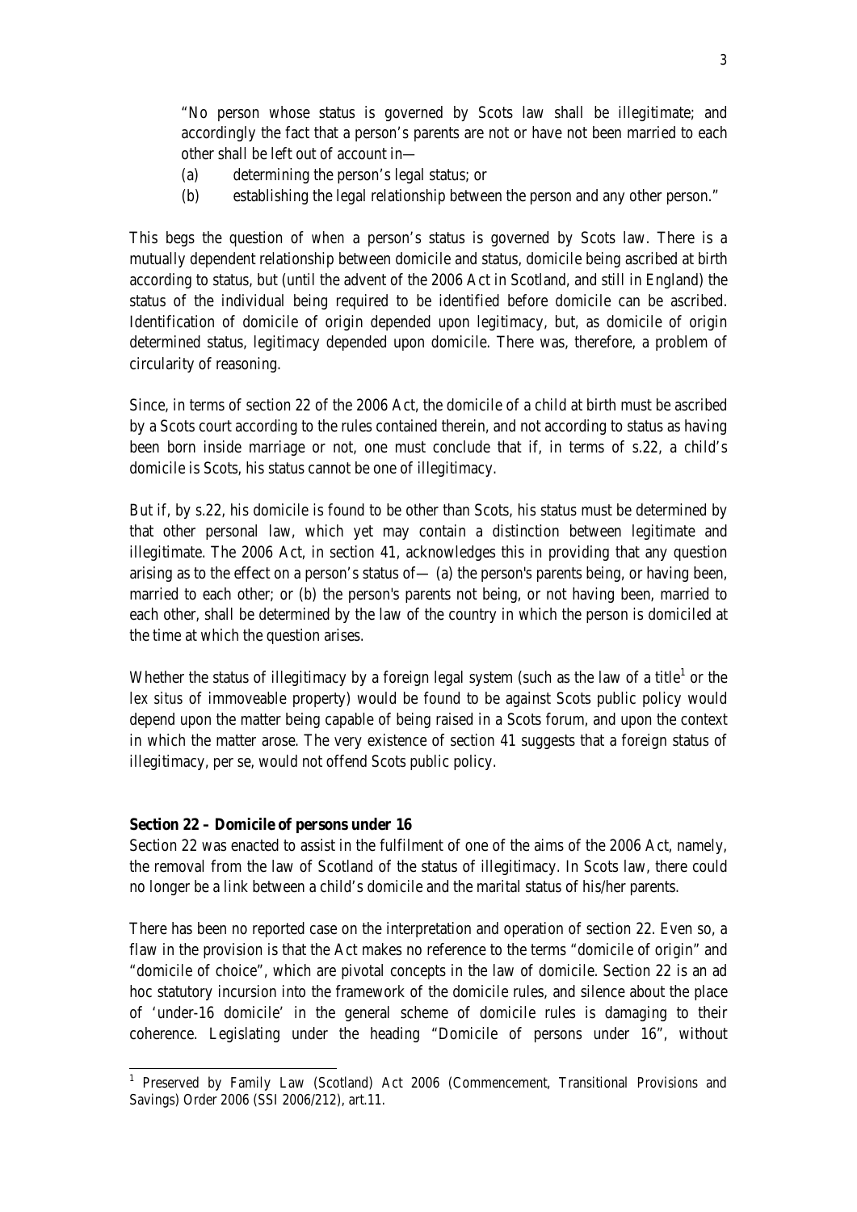"No person whose status is governed by Scots law shall be illegitimate; and accordingly the fact that a person's parents are not or have not been married to each other shall be left out of account in—

(a) determining the person's legal status; or

(b) establishing the legal relationship between the person and any other person."

This begs the question of *when* a person's status is governed by Scots law. There is a mutually dependent relationship between domicile and status, domicile being ascribed at birth according to status, but (until the advent of the 2006 Act in Scotland, and still in England) the status of the individual being required to be identified before domicile can be ascribed. Identification of domicile of origin depended upon legitimacy, but, as domicile of origin determined status, legitimacy depended upon domicile. There was, therefore, a problem of circularity of reasoning.

Since, in terms of section 22 of the 2006 Act, the domicile of a child at birth must be ascribed by a Scots court according to the rules contained therein, and not according to status as having been born inside marriage or not, one must conclude that if, in terms of s.22, a child's domicile is Scots, his status cannot be one of illegitimacy.

But if, by s.22, his domicile is found to be other than Scots, his status must be determined by that other personal law, which yet may contain a distinction between legitimate and illegitimate. The 2006 Act, in section 41, acknowledges this in providing that any question arising as to the effect on a person's status of— (a) the person's parents being, or having been, married to each other; or (b) the person's parents not being, or not having been, married to each other, shall be determined by the law of the country in which the person is domiciled at the time at which the question arises.

Whether the status of illegitimacy by a foreign legal system (such as the law of a title[1] or the *lex situs* of immoveable property) would be found to be against Scots public policy would depend upon the matter being capable of being raised in a Scots forum, and upon the context in which the matter arose. The very existence of section 41 suggests that a foreign status of illegitimacy, per se, would not offend Scots public policy.

**Section 22 – Domicile of persons under 16**

Section 22 was enacted to assist in the fulfilment of one of the aims of the 2006 Act, namely, the removal from the law of Scotland of the status of illegitimacy. In Scots law, there could no longer be a link between a child's domicile and the marital status of his/her parents.

There has been no reported case on the interpretation and operation of section 22. Even so, a flaw in the provision is that the Act makes no reference to the terms "domicile of origin" and "domicile of choice", which are pivotal concepts in the law of domicile. Section 22 is an ad hoc statutory incursion into the framework of the domicile rules, and silence about the place of 'under-16 domicile' in the general scheme of domicile rules is damaging to their coherence. Legislating under the heading "Domicile of persons under 16", without

[1] Preserved by Family Law (Scotland) Act 2006 (Commencement, Transitional Provisions and Savings) Order 2006 (SSI 2006/212), art.11.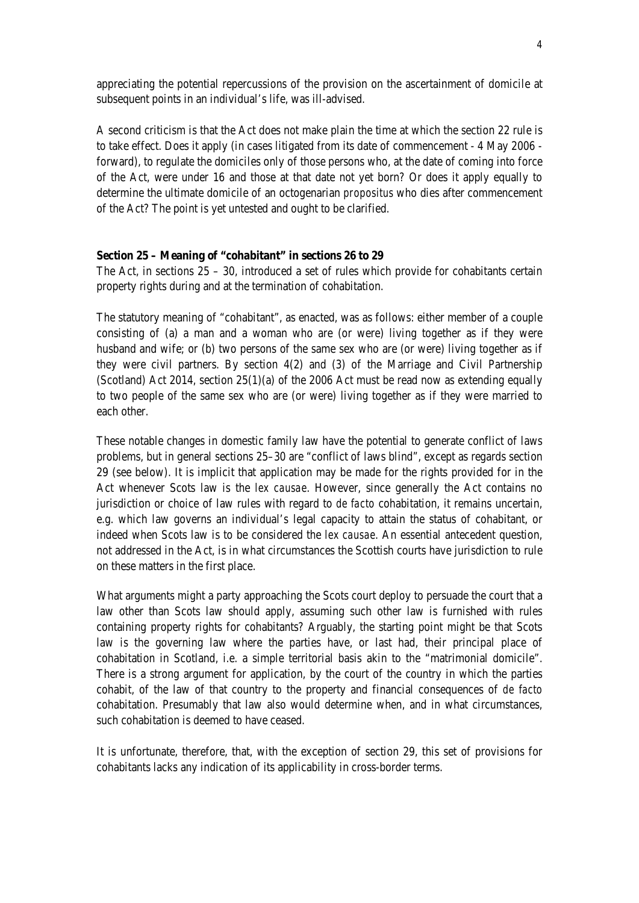appreciating the potential repercussions of the provision on the ascertainment of domicile at subsequent points in an individual's life, was ill-advised.

A second criticism is that the Act does not make plain the time at which the section 22 rule is to take effect. Does it apply (in cases litigated from its date of commencement - 4 May 2006 - forward), to regulate the domiciles only of those persons who, at the date of coming into force of the Act, were under 16 and those at that date not yet born? Or does it apply equally to determine the ultimate domicile of an octogenarian *propositus* who dies after commencement of the Act? The point is yet untested and ought to be clarified.

**Section 25 – Meaning of "cohabitant" in sections 26 to 29**

The Act, in sections 25 – 30, introduced a set of rules which provide for cohabitants certain property rights during and at the termination of cohabitation.

The statutory meaning of "cohabitant", as enacted, was as follows: either member of a couple consisting of (a) a man and a woman who are (or were) living together as if they were husband and wife; or (b) two persons of the same sex who are (or were) living together as if they were civil partners. By section 4(2) and (3) of the Marriage and Civil Partnership (Scotland) Act 2014, section 25(1)(a) of the 2006 Act must be read now as extending equally to two people of the same sex who are (or were) living together as if they were married to each other.

These notable changes in domestic family law have the potential to generate conflict of laws problems, but in general sections 25–30 are "conflict of laws blind", except as regards section 29 (see below). It is implicit that application may be made for the rights provided for in the Act whenever Scots law is the *lex causae*. However, since generally the Act contains no jurisdiction or choice of law rules with regard to *de facto* cohabitation, it remains uncertain, e.g. which law governs an individual's legal capacity to attain the status of cohabitant, or indeed when Scots law is to be considered the *lex causae*. An essential antecedent question, not addressed in the Act, is in what circumstances the Scottish courts have jurisdiction to rule on these matters in the first place.

What arguments might a party approaching the Scots court deploy to persuade the court that a law other than Scots law should apply, assuming such other law is furnished with rules containing property rights for cohabitants? Arguably, the starting point might be that Scots law is the governing law where the parties have, or last had, their principal place of cohabitation in Scotland, i.e. a simple territorial basis akin to the "matrimonial domicile". There is a strong argument for application, by the court of the country in which the parties cohabit, of the law of that country to the property and financial consequences of *de facto* cohabitation. Presumably that law also would determine when, and in what circumstances, such cohabitation is deemed to have ceased.

It is unfortunate, therefore, that, with the exception of section 29, this set of provisions for cohabitants lacks any indication of its applicability in cross-border terms.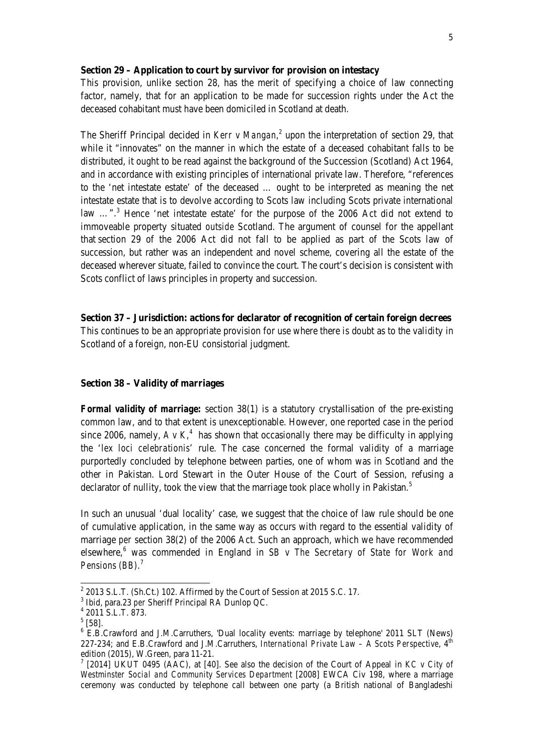**Section 29 – Application to court by survivor for provision on intestacy**

This provision, unlike section 28, has the merit of specifying a choice of law connecting factor, namely, that for an application to be made for succession rights under the Act the deceased cohabitant must have been domiciled in Scotland at death.

The Sheriff Principal decided in *Kerr v Mangan*,[2] upon the interpretation of section 29, that while it "innovates" on the manner in which the estate of a deceased cohabitant falls to be distributed, it ought to be read against the background of the Succession (Scotland) Act 1964, and in accordance with existing principles of international private law. Therefore, "references to the 'net intestate estate' of the deceased … ought to be interpreted as meaning the net intestate estate that is to devolve according to Scots law including Scots private international law …".[3] Hence 'net intestate estate' for the purpose of the 2006 Act did not extend to immoveable property situated *outside* Scotland. The argument of counsel for the appellant that section 29 of the 2006 Act did not fall to be applied as part of the Scots law of succession, but rather was an independent and novel scheme, covering all the estate of the deceased wherever situate, failed to convince the court. The court's decision is consistent with Scots conflict of laws principles in property and succession.

**Section 37 – Jurisdiction: actions for declarator of recognition of certain foreign decrees**

This continues to be an appropriate provision for use where there is doubt as to the validity in Scotland of a foreign, non-EU consistorial judgment.

**Section 38 – Validity of marriages**

**Formal validity of marriage:** section 38(1) is a statutory crystallisation of the pre-existing common law, and to that extent is unexceptionable. However, one reported case in the period since 2006, namely, *A v K*,[4] has shown that occasionally there may be difficulty in applying the '*lex loci celebrationis*' rule. The case concerned the formal validity of a marriage purportedly concluded by telephone between parties, one of whom was in Scotland and the other in Pakistan. Lord Stewart in the Outer House of the Court of Session, refusing a declarator of nullity, took the view that the marriage took place wholly in Pakistan.[5]

In such an unusual 'dual locality' case, we suggest that the choice of law rule should be one of cumulative application, in the same way as occurs with regard to the essential validity of marriage per section 38(2) of the 2006 Act. Such an approach, which we have recommended elsewhere,[6] was commended in England in *SB v The Secretary of State for Work and Pensions (BB)*.[7]

---

[2] 2013 S.L.T. (Sh.Ct.) 102. Affirmed by the Court of Session at 2015 S.C. 17.

[3] Ibid, para.23 *per* Sheriff Principal RA Dunlop QC.

[4] 2011 S.L.T. 873.

[5] [58].

[6] E.B.Crawford and J.M.Carruthers, 'Dual locality events: marriage by telephone' 2011 SLT (News) 227-234; and E.B.Crawford and J.M.Carruthers, *International Private Law – A Scots Perspective*, 4th edition (2015), W.Green, para 11-21.

[7] [2014] UKUT 0495 (AAC), at [40]. See also the decision of the Court of Appeal in *KC v City of Westminster Social and Community Services Department* [2008] EWCA Civ 198, where a marriage ceremony was conducted by telephone call between one party (a British national of Bangladeshi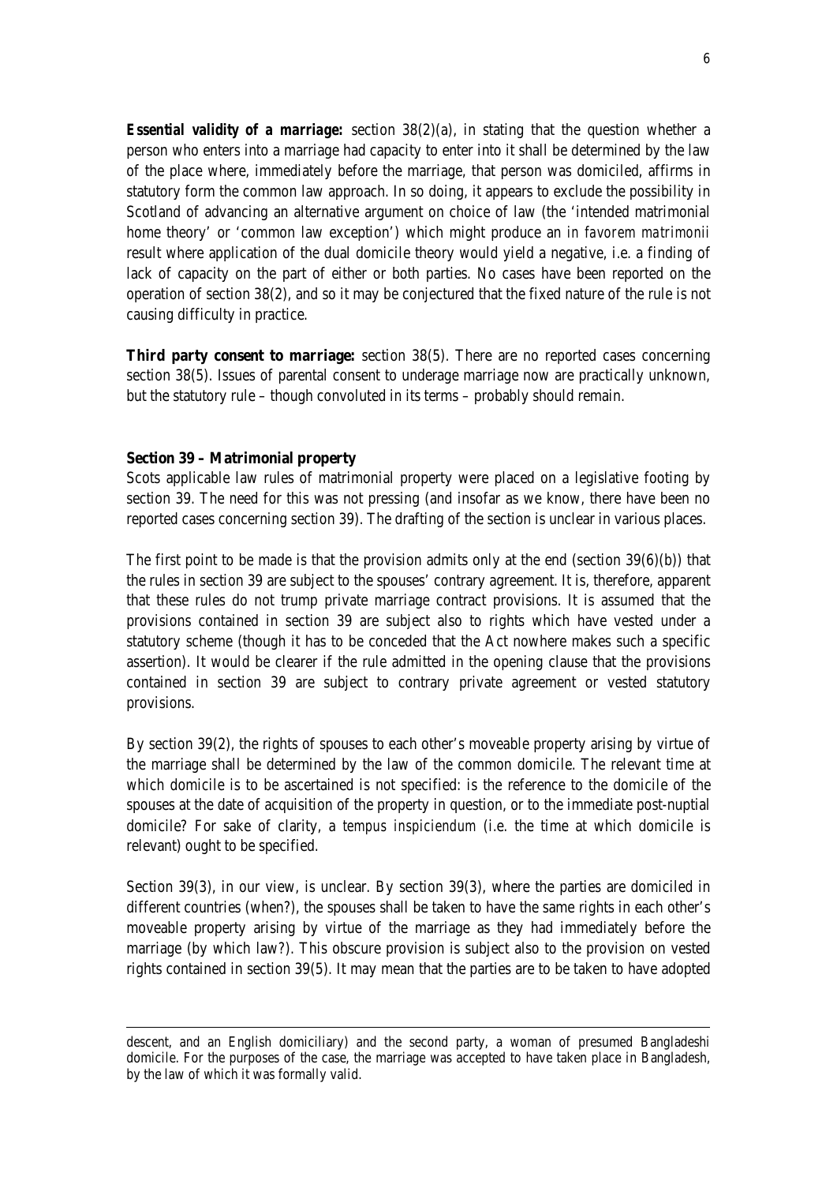**Essential validity of a marriage:** section 38(2)(a), in stating that the question whether a person who enters into a marriage had capacity to enter into it shall be determined by the law of the place where, immediately before the marriage, that person was domiciled, affirms in statutory form the common law approach. In so doing, it appears to exclude the possibility in Scotland of advancing an alternative argument on choice of law (the 'intended matrimonial home theory' or 'common law exception') which might produce an *in favorem matrimonii* result where application of the dual domicile theory would yield a negative, i.e. a finding of lack of capacity on the part of either or both parties. No cases have been reported on the operation of section 38(2), and so it may be conjectured that the fixed nature of the rule is not causing difficulty in practice.

**Third party consent to marriage:** section 38(5). There are no reported cases concerning section 38(5). Issues of parental consent to underage marriage now are practically unknown, but the statutory rule – though convoluted in its terms – probably should remain.

**Section 39 – Matrimonial property**

Scots applicable law rules of matrimonial property were placed on a legislative footing by section 39. The need for this was not pressing (and insofar as we know, there have been no reported cases concerning section 39). The drafting of the section is unclear in various places.

The first point to be made is that the provision admits only at the end (section 39(6)(b)) that the rules in section 39 are subject to the spouses' contrary agreement. It is, therefore, apparent that these rules do not trump private marriage contract provisions. It is assumed that the provisions contained in section 39 are subject also to rights which have vested under a statutory scheme (though it has to be conceded that the Act nowhere makes such a specific assertion). It would be clearer if the rule admitted in the opening clause that the provisions contained in section 39 are subject to contrary private agreement or vested statutory provisions.

By section 39(2), the rights of spouses to each other's moveable property arising by virtue of the marriage shall be determined by the law of the common domicile. The relevant time at which domicile is to be ascertained is not specified: is the reference to the domicile of the spouses at the date of acquisition of the property in question, or to the immediate post-nuptial domicile? For sake of clarity, a *tempus inspiciendum* (i.e. the time at which domicile is relevant) ought to be specified.

Section 39(3), in our view, is unclear. By section 39(3), where the parties are domiciled in different countries (when?), the spouses shall be taken to have the same rights in each other's moveable property arising by virtue of the marriage as they had immediately before the marriage (by which law?). This obscure provision is subject also to the provision on vested rights contained in section 39(5). It may mean that the parties are to be taken to have adopted

---

descent, and an English domiciliary) and the second party, a woman of presumed Bangladeshi domicile. For the purposes of the case, the marriage was accepted to have taken place in Bangladesh, by the law of which it was formally valid.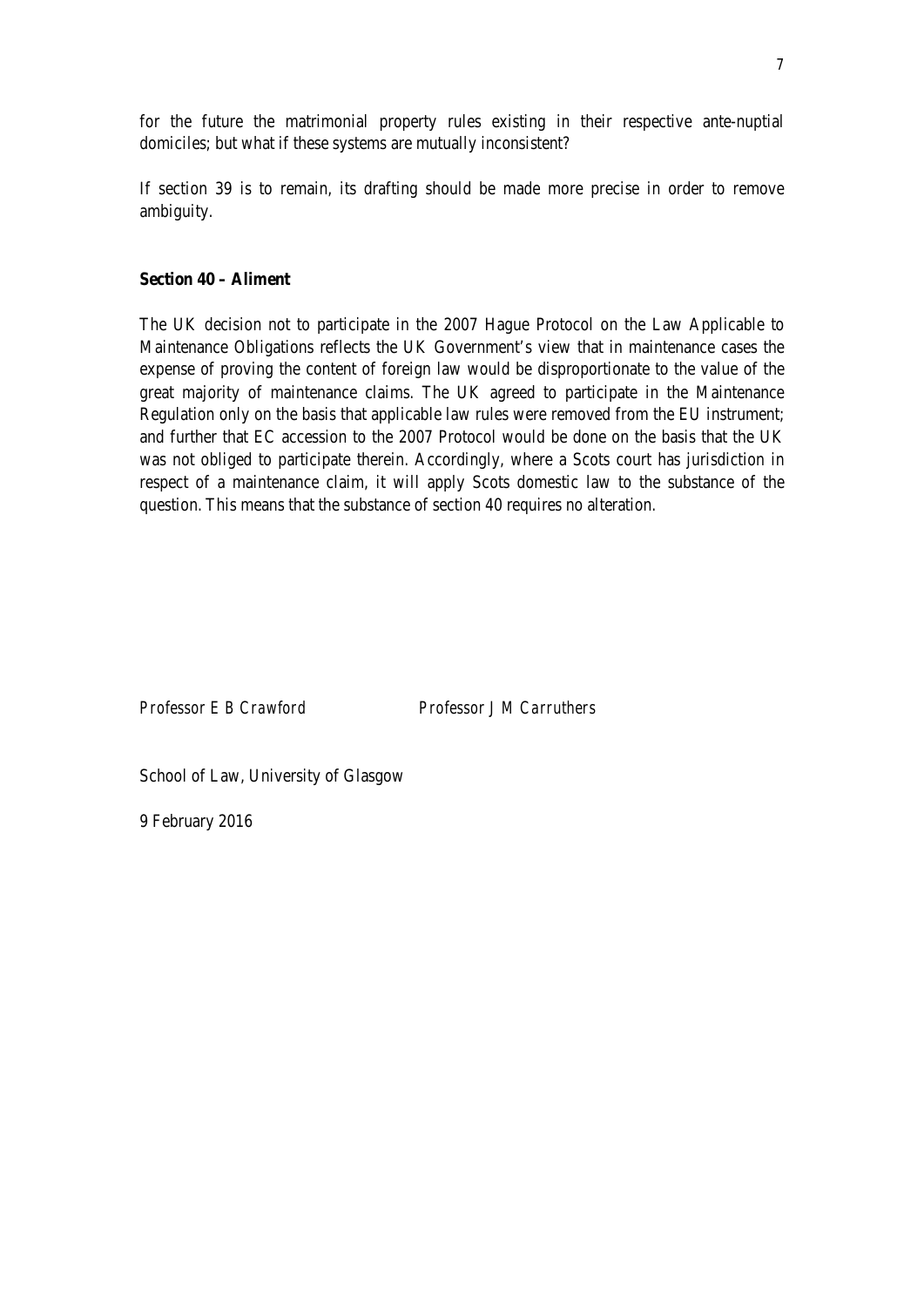for the future the matrimonial property rules existing in their respective ante-nuptial domiciles; but what if these systems are mutually inconsistent?

If section 39 is to remain, its drafting should be made more precise in order to remove ambiguity.

**Section 40 – Aliment**

The UK decision not to participate in the 2007 Hague Protocol on the Law Applicable to Maintenance Obligations reflects the UK Government's view that in maintenance cases the expense of proving the content of foreign law would be disproportionate to the value of the great majority of maintenance claims. The UK agreed to participate in the Maintenance Regulation only on the basis that applicable law rules were removed from the EU instrument; and further that EC accession to the 2007 Protocol would be done on the basis that the UK was not obliged to participate therein. Accordingly, where a Scots court has jurisdiction in respect of a maintenance claim, it will apply Scots domestic law to the substance of the question. This means that the substance of section 40 requires no alteration.

*Professor E B Crawford* *Professor J M Carruthers*

School of Law, University of Glasgow

9 February 2016